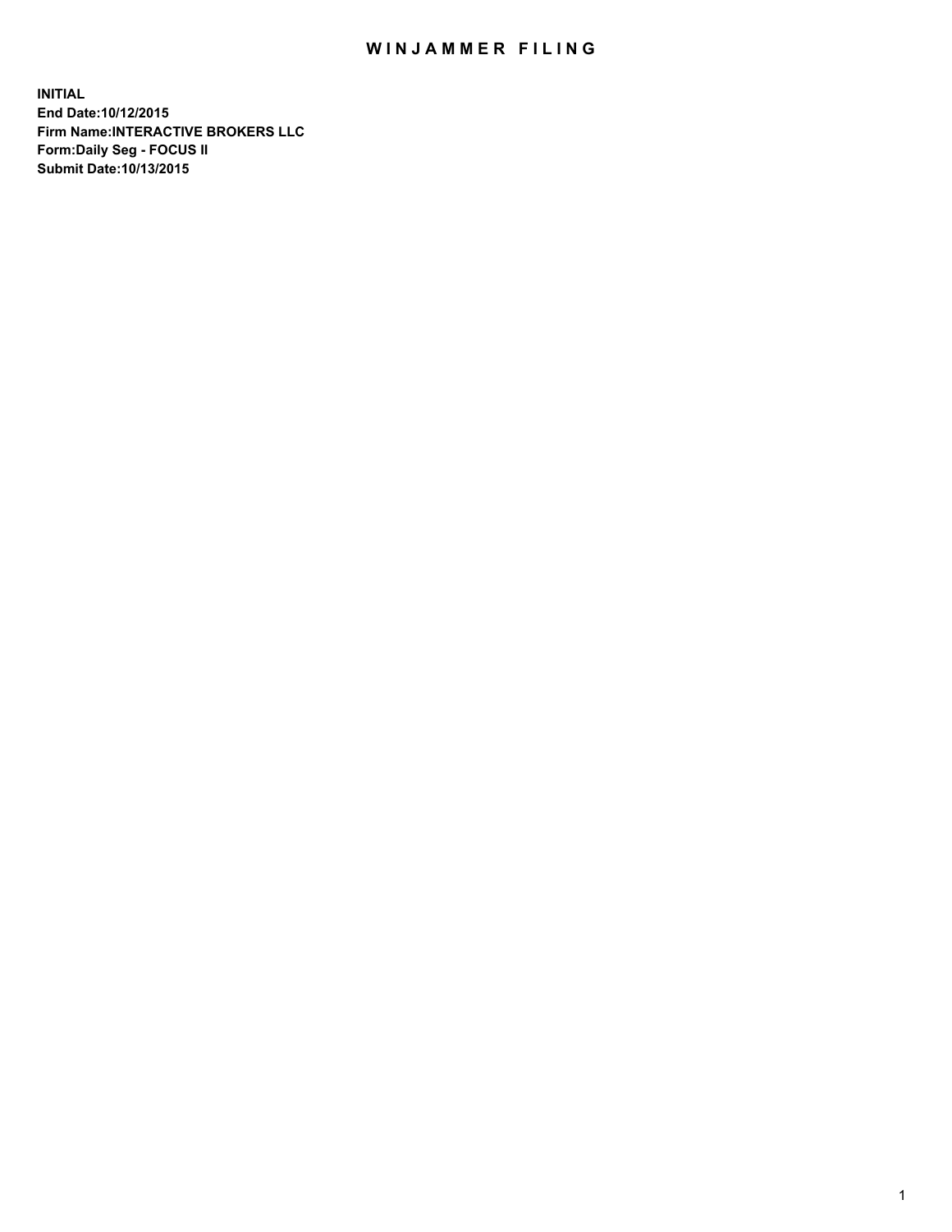# WINJAMMER FILING

**INITIAL**
**End Date:10/12/2015**
**Firm Name:INTERACTIVE BROKERS LLC**
**Form:Daily Seg - FOCUS II**
**Submit Date:10/13/2015**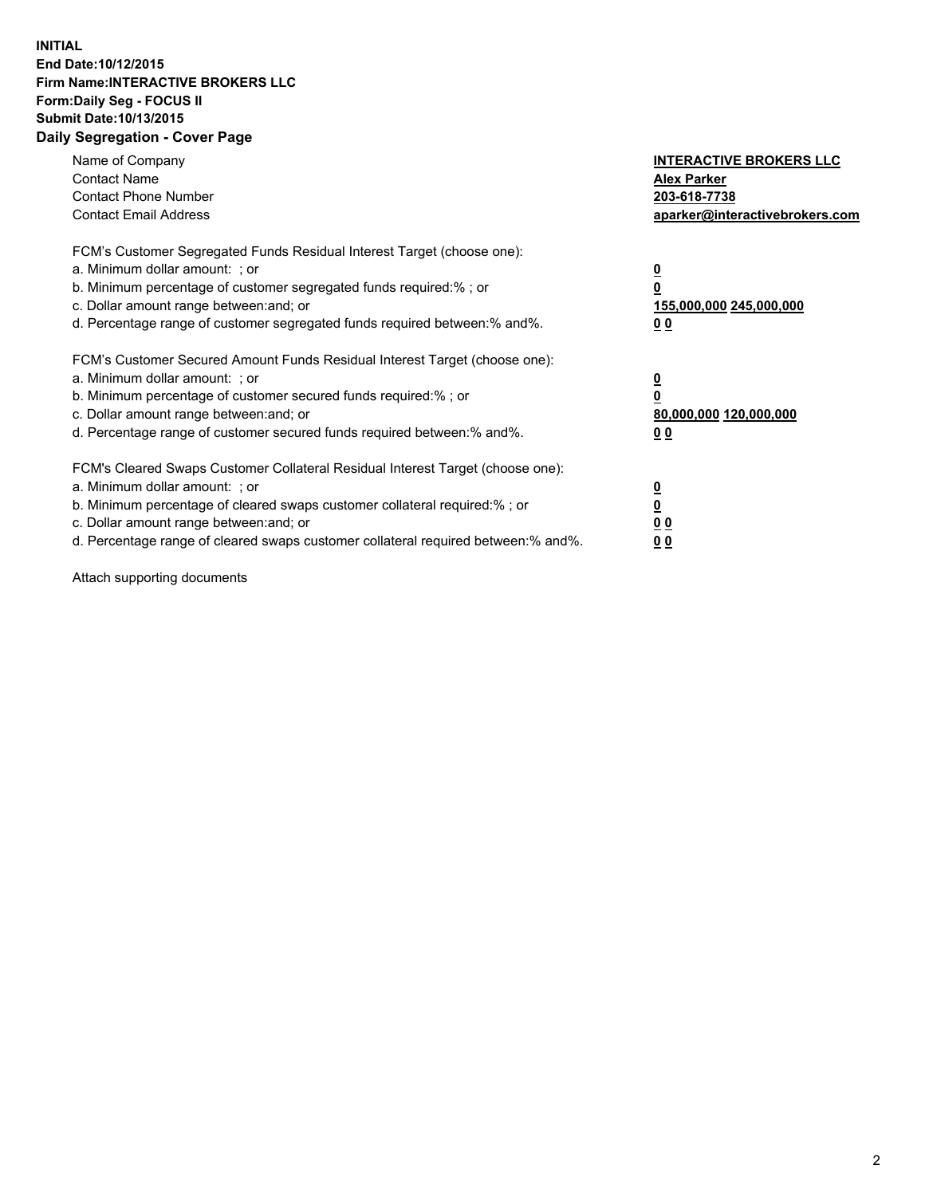**INITIAL**
**End Date:10/12/2015**
**Firm Name:INTERACTIVE BROKERS LLC**
**Form:Daily Seg - FOCUS II**
**Submit Date:10/13/2015**

## Daily Segregation - Cover Page

| | |
|---|---|
| Name of Company | **INTERACTIVE BROKERS LLC** |
| Contact Name | **Alex Parker** |
| Contact Phone Number | **203-618-7738** |
| Contact Email Address | **aparker@interactivebrokers.com** |

| | |
|---|---|
| FCM's Customer Segregated Funds Residual Interest Target (choose one): | |
| a. Minimum dollar amount: ; or | **0** |
| b. Minimum percentage of customer segregated funds required:% ; or | **0** |
| c. Dollar amount range between:and; or | **155,000,000 245,000,000** |
| d. Percentage range of customer segregated funds required between:% and%. | **0 0** |

| | |
|---|---|
| FCM's Customer Secured Amount Funds Residual Interest Target (choose one): | |
| a. Minimum dollar amount: ; or | **0** |
| b. Minimum percentage of customer secured funds required:% ; or | **0** |
| c. Dollar amount range between:and; or | **80,000,000 120,000,000** |
| d. Percentage range of customer secured funds required between:% and%. | **0 0** |

| | |
|---|---|
| FCM's Cleared Swaps Customer Collateral Residual Interest Target (choose one): | |
| a. Minimum dollar amount: ; or | **0** |
| b. Minimum percentage of cleared swaps customer collateral required:% ; or | **0** |
| c. Dollar amount range between:and; or | **0 0** |
| d. Percentage range of cleared swaps customer collateral required between:% and%. | **0 0** |

Attach supporting documents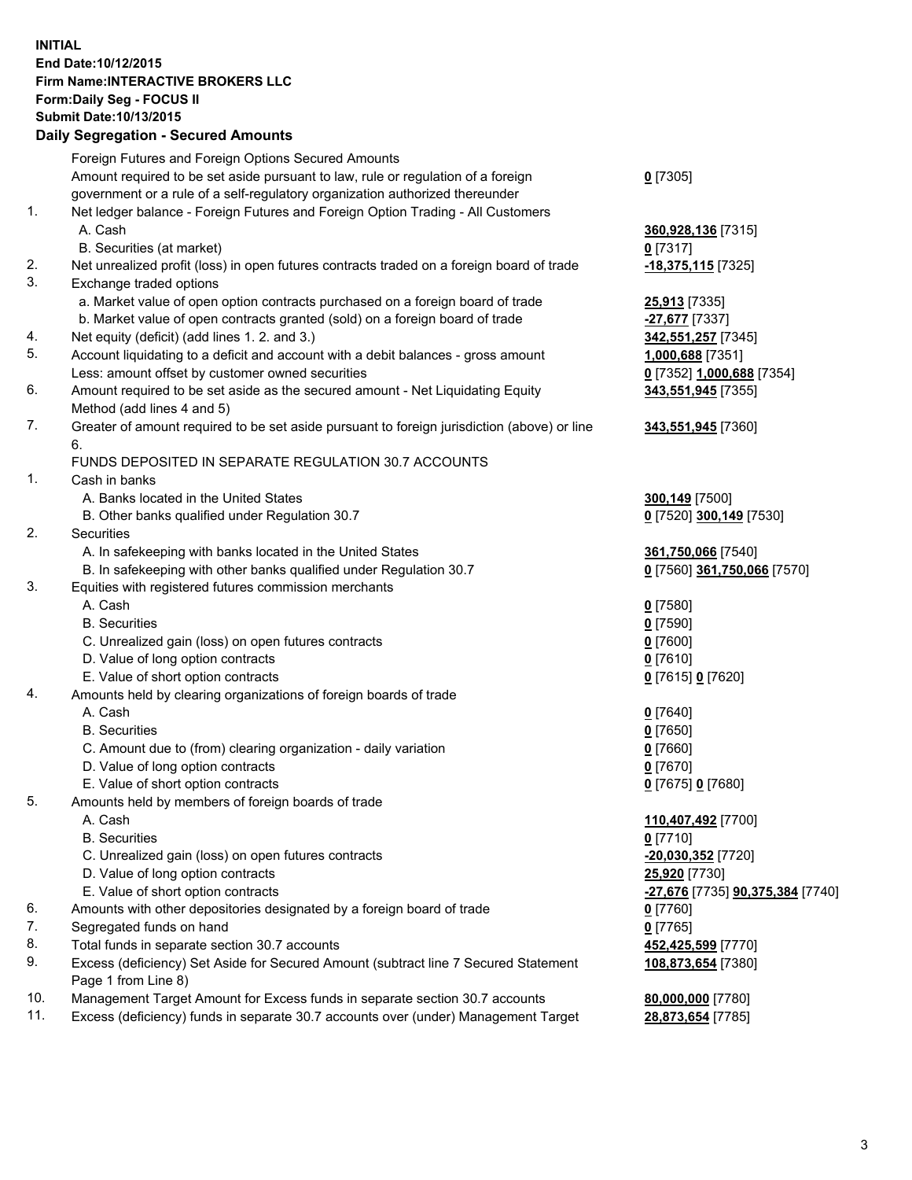**INITIAL**
**End Date:10/12/2015**
**Firm Name:INTERACTIVE BROKERS LLC**
**Form:Daily Seg - FOCUS II**
**Submit Date:10/13/2015**

## Daily Segregation - Secured Amounts

| | | |
|---|---|---|
| | Foreign Futures and Foreign Options Secured Amounts | |
| | Amount required to be set aside pursuant to law, rule or regulation of a foreign government or a rule of a self-regulatory organization authorized thereunder | **0** [7305] |
| 1. | Net ledger balance - Foreign Futures and Foreign Option Trading - All Customers | |
| | A. Cash | **360,928,136** [7315] |
| | B. Securities (at market) | **0** [7317] |
| 2. | Net unrealized profit (loss) in open futures contracts traded on a foreign board of trade | **-18,375,115** [7325] |
| 3. | Exchange traded options | |
| | a. Market value of open option contracts purchased on a foreign board of trade | **25,913** [7335] |
| | b. Market value of open contracts granted (sold) on a foreign board of trade | **-27,677** [7337] |
| 4. | Net equity (deficit) (add lines 1. 2. and 3.) | **342,551,257** [7345] |
| 5. | Account liquidating to a deficit and account with a debit balances - gross amount | **1,000,688** [7351] |
| | Less: amount offset by customer owned securities | **0** [7352] **1,000,688** [7354] |
| 6. | Amount required to be set aside as the secured amount - Net Liquidating Equity Method (add lines 4 and 5) | **343,551,945** [7355] |
| 7. | Greater of amount required to be set aside pursuant to foreign jurisdiction (above) or line 6. | **343,551,945** [7360] |
| | FUNDS DEPOSITED IN SEPARATE REGULATION 30.7 ACCOUNTS | |
| 1. | Cash in banks | |
| | A. Banks located in the United States | **300,149** [7500] |
| | B. Other banks qualified under Regulation 30.7 | **0** [7520] **300,149** [7530] |
| 2. | Securities | |
| | A. In safekeeping with banks located in the United States | **361,750,066** [7540] |
| | B. In safekeeping with other banks qualified under Regulation 30.7 | **0** [7560] **361,750,066** [7570] |
| 3. | Equities with registered futures commission merchants | |
| | A. Cash | **0** [7580] |
| | B. Securities | **0** [7590] |
| | C. Unrealized gain (loss) on open futures contracts | **0** [7600] |
| | D. Value of long option contracts | **0** [7610] |
| | E. Value of short option contracts | **0** [7615] **0** [7620] |
| 4. | Amounts held by clearing organizations of foreign boards of trade | |
| | A. Cash | **0** [7640] |
| | B. Securities | **0** [7650] |
| | C. Amount due to (from) clearing organization - daily variation | **0** [7660] |
| | D. Value of long option contracts | **0** [7670] |
| | E. Value of short option contracts | **0** [7675] **0** [7680] |
| 5. | Amounts held by members of foreign boards of trade | |
| | A. Cash | **110,407,492** [7700] |
| | B. Securities | **0** [7710] |
| | C. Unrealized gain (loss) on open futures contracts | **-20,030,352** [7720] |
| | D. Value of long option contracts | **25,920** [7730] |
| | E. Value of short option contracts | **-27,676** [7735] **90,375,384** [7740] |
| 6. | Amounts with other depositories designated by a foreign board of trade | **0** [7760] |
| 7. | Segregated funds on hand | **0** [7765] |
| 8. | Total funds in separate section 30.7 accounts | **452,425,599** [7770] |
| 9. | Excess (deficiency) Set Aside for Secured Amount (subtract line 7 Secured Statement Page 1 from Line 8) | **108,873,654** [7380] |
| 10. | Management Target Amount for Excess funds in separate section 30.7 accounts | **80,000,000** [7780] |
| 11. | Excess (deficiency) funds in separate 30.7 accounts over (under) Management Target | **28,873,654** [7785] |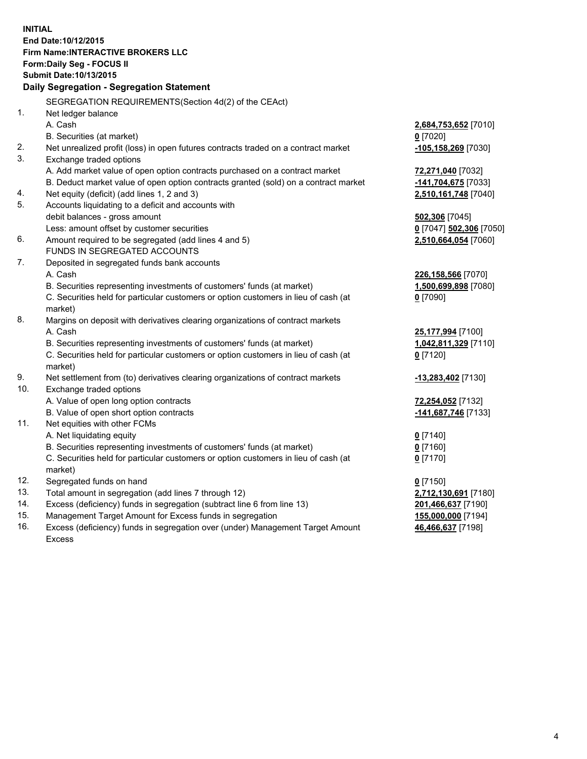**INITIAL**
**End Date:10/12/2015**
**Firm Name:INTERACTIVE BROKERS LLC**
**Form:Daily Seg - FOCUS II**
**Submit Date:10/13/2015**

**Daily Segregation - Segregation Statement**

SEGREGATION REQUIREMENTS(Section 4d(2) of the CEAct)

| | | |
|---|---|---|
| 1. | Net ledger balance | |
| | A. Cash | **2,684,753,652** [7010] |
| | B. Securities (at market) | **0** [7020] |
| 2. | Net unrealized profit (loss) in open futures contracts traded on a contract market | **-105,158,269** [7030] |
| 3. | Exchange traded options | |
| | A. Add market value of open option contracts purchased on a contract market | **72,271,040** [7032] |
| | B. Deduct market value of open option contracts granted (sold) on a contract market | **-141,704,675** [7033] |
| 4. | Net equity (deficit) (add lines 1, 2 and 3) | **2,510,161,748** [7040] |
| 5. | Accounts liquidating to a deficit and accounts with debit balances - gross amount | **502,306** [7045] |
| | Less: amount offset by customer securities | **0** [7047] **502,306** [7050] |
| 6. | Amount required to be segregated (add lines 4 and 5) | **2,510,664,054** [7060] |
| | FUNDS IN SEGREGATED ACCOUNTS | |
| 7. | Deposited in segregated funds bank accounts | |
| | A. Cash | **226,158,566** [7070] |
| | B. Securities representing investments of customers' funds (at market) | **1,500,699,898** [7080] |
| | C. Securities held for particular customers or option customers in lieu of cash (at market) | **0** [7090] |
| 8. | Margins on deposit with derivatives clearing organizations of contract markets | |
| | A. Cash | **25,177,994** [7100] |
| | B. Securities representing investments of customers' funds (at market) | **1,042,811,329** [7110] |
| | C. Securities held for particular customers or option customers in lieu of cash (at market) | **0** [7120] |
| 9. | Net settlement from (to) derivatives clearing organizations of contract markets | **-13,283,402** [7130] |
| 10. | Exchange traded options | |
| | A. Value of open long option contracts | **72,254,052** [7132] |
| | B. Value of open short option contracts | **-141,687,746** [7133] |
| 11. | Net equities with other FCMs | |
| | A. Net liquidating equity | **0** [7140] |
| | B. Securities representing investments of customers' funds (at market) | **0** [7160] |
| | C. Securities held for particular customers or option customers in lieu of cash (at market) | **0** [7170] |
| 12. | Segregated funds on hand | **0** [7150] |
| 13. | Total amount in segregation (add lines 7 through 12) | **2,712,130,691** [7180] |
| 14. | Excess (deficiency) funds in segregation (subtract line 6 from line 13) | **201,466,637** [7190] |
| 15. | Management Target Amount for Excess funds in segregation | **155,000,000** [7194] |
| 16. | Excess (deficiency) funds in segregation over (under) Management Target Amount Excess | **46,466,637** [7198] |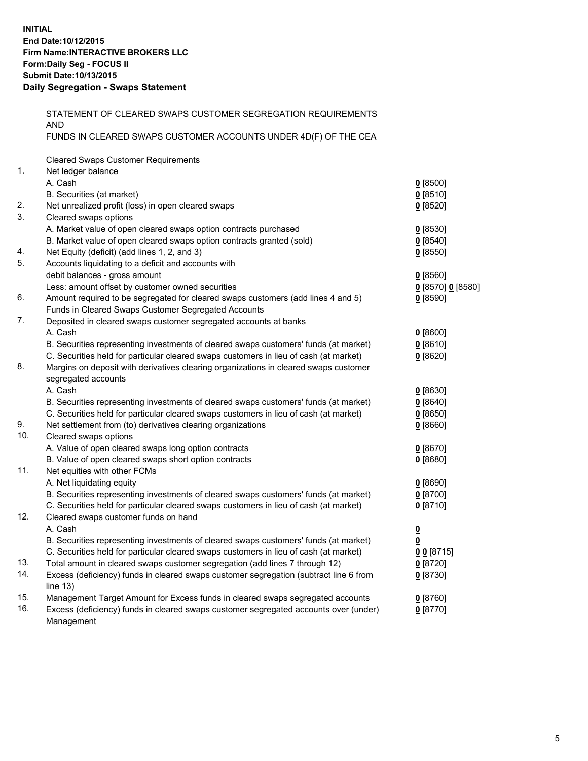**INITIAL**
**End Date:10/12/2015**
**Firm Name:INTERACTIVE BROKERS LLC**
**Form:Daily Seg - FOCUS II**
**Submit Date:10/13/2015**
**Daily Segregation - Swaps Statement**

STATEMENT OF CLEARED SWAPS CUSTOMER SEGREGATION REQUIREMENTS
AND
FUNDS IN CLEARED SWAPS CUSTOMER ACCOUNTS UNDER 4D(F) OF THE CEA

| | | |
|---|---|---|
| | Cleared Swaps Customer Requirements | |
| 1. | Net ledger balance | |
| | A. Cash | 0 [8500] |
| | B. Securities (at market) | 0 [8510] |
| 2. | Net unrealized profit (loss) in open cleared swaps | 0 [8520] |
| 3. | Cleared swaps options | |
| | A. Market value of open cleared swaps option contracts purchased | 0 [8530] |
| | B. Market value of open cleared swaps option contracts granted (sold) | 0 [8540] |
| 4. | Net Equity (deficit) (add lines 1, 2, and 3) | 0 [8550] |
| 5. | Accounts liquidating to a deficit and accounts with | |
| | debit balances - gross amount | 0 [8560] |
| | Less: amount offset by customer owned securities | 0 [8570] 0 [8580] |
| 6. | Amount required to be segregated for cleared swaps customers (add lines 4 and 5) | 0 [8590] |
| | Funds in Cleared Swaps Customer Segregated Accounts | |
| 7. | Deposited in cleared swaps customer segregated accounts at banks | |
| | A. Cash | 0 [8600] |
| | B. Securities representing investments of cleared swaps customers' funds (at market) | 0 [8610] |
| | C. Securities held for particular cleared swaps customers in lieu of cash (at market) | 0 [8620] |
| 8. | Margins on deposit with derivatives clearing organizations in cleared swaps customer segregated accounts | |
| | A. Cash | 0 [8630] |
| | B. Securities representing investments of cleared swaps customers' funds (at market) | 0 [8640] |
| | C. Securities held for particular cleared swaps customers in lieu of cash (at market) | 0 [8650] |
| 9. | Net settlement from (to) derivatives clearing organizations | 0 [8660] |
| 10. | Cleared swaps options | |
| | A. Value of open cleared swaps long option contracts | 0 [8670] |
| | B. Value of open cleared swaps short option contracts | 0 [8680] |
| 11. | Net equities with other FCMs | |
| | A. Net liquidating equity | 0 [8690] |
| | B. Securities representing investments of cleared swaps customers' funds (at market) | 0 [8700] |
| | C. Securities held for particular cleared swaps customers in lieu of cash (at market) | 0 [8710] |
| 12. | Cleared swaps customer funds on hand | |
| | A. Cash | 0 |
| | B. Securities representing investments of cleared swaps customers' funds (at market) | 0 |
| | C. Securities held for particular cleared swaps customers in lieu of cash (at market) | 0 0 [8715] |
| 13. | Total amount in cleared swaps customer segregation (add lines 7 through 12) | 0 [8720] |
| 14. | Excess (deficiency) funds in cleared swaps customer segregation (subtract line 6 from line 13) | 0 [8730] |
| 15. | Management Target Amount for Excess funds in cleared swaps segregated accounts | 0 [8760] |
| 16. | Excess (deficiency) funds in cleared swaps customer segregated accounts over (under) Management | 0 [8770] |